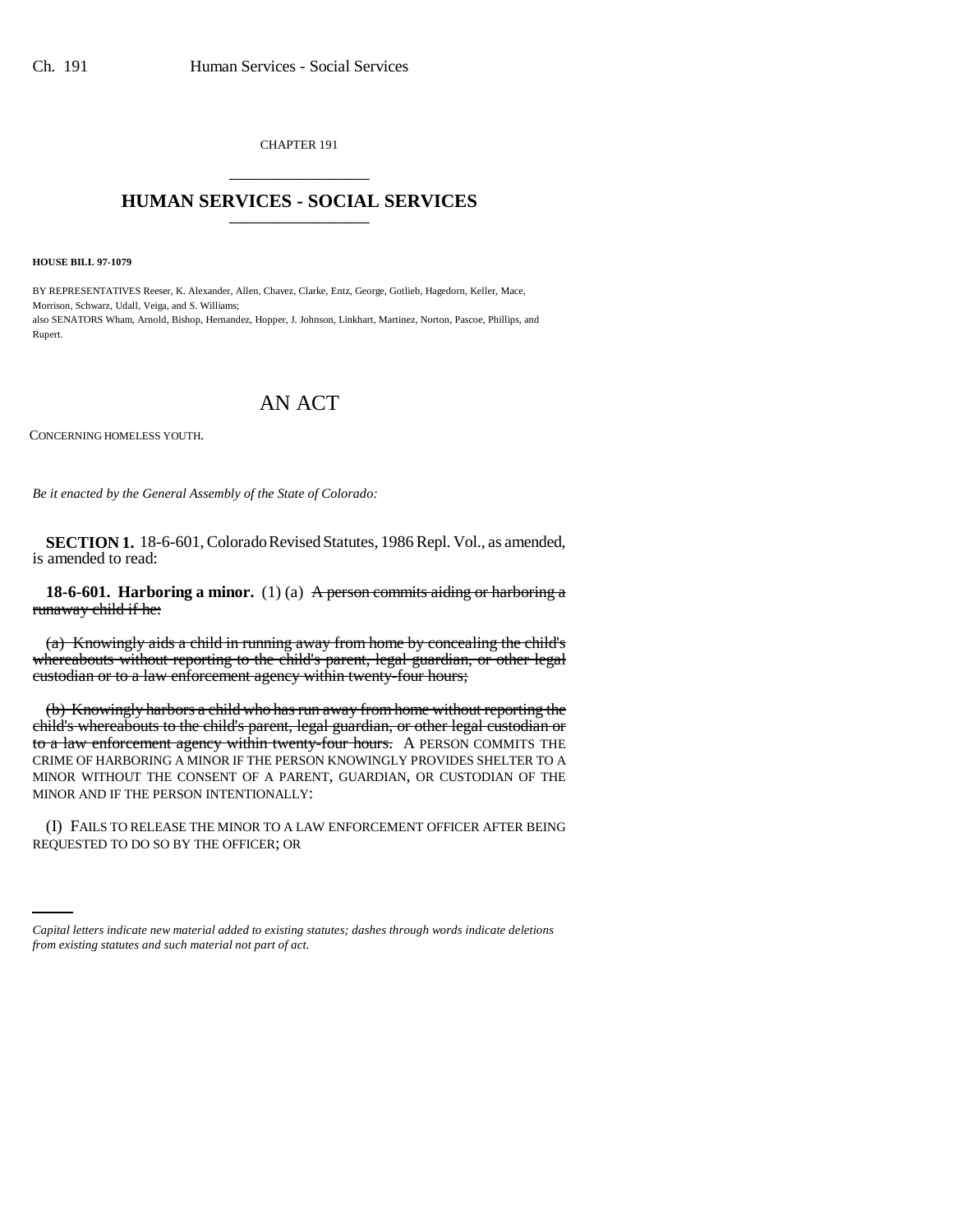CHAPTER 191

# HUMAN SERVICES - SOCIAL SERVICES

**HOUSE BILL 97-1079**

BY REPRESENTATIVES Reeser, K. Alexander, Allen, Chavez, Clarke, Entz, George, Gotlieb, Hagedorn, Keller, Mace, Morrison, Schwarz, Udall, Veiga, and S. Williams;
also SENATORS Wham, Arnold, Bishop, Hernandez, Hopper, J. Johnson, Linkhart, Martinez, Norton, Pascoe, Phillips, and Rupert.

# AN ACT

CONCERNING HOMELESS YOUTH.

*Be it enacted by the General Assembly of the State of Colorado:*

**SECTION 1.** 18-6-601, Colorado Revised Statutes, 1986 Repl. Vol., as amended, is amended to read:

**18-6-601. Harboring a minor.** (1) (a) ~~A person commits aiding or harboring a runaway child if he:~~

~~(a) Knowingly aids a child in running away from home by concealing the child's whereabouts without reporting to the child's parent, legal guardian, or other legal custodian or to a law enforcement agency within twenty-four hours;~~

~~(b) Knowingly harbors a child who has run away from home without reporting the child's whereabouts to the child's parent, legal guardian, or other legal custodian or to a law enforcement agency within twenty-four hours.~~ A PERSON COMMITS THE CRIME OF HARBORING A MINOR IF THE PERSON KNOWINGLY PROVIDES SHELTER TO A MINOR WITHOUT THE CONSENT OF A PARENT, GUARDIAN, OR CUSTODIAN OF THE MINOR AND IF THE PERSON INTENTIONALLY:

(I) FAILS TO RELEASE THE MINOR TO A LAW ENFORCEMENT OFFICER AFTER BEING REQUESTED TO DO SO BY THE OFFICER; OR

*Capital letters indicate new material added to existing statutes; dashes through words indicate deletions from existing statutes and such material not part of act.*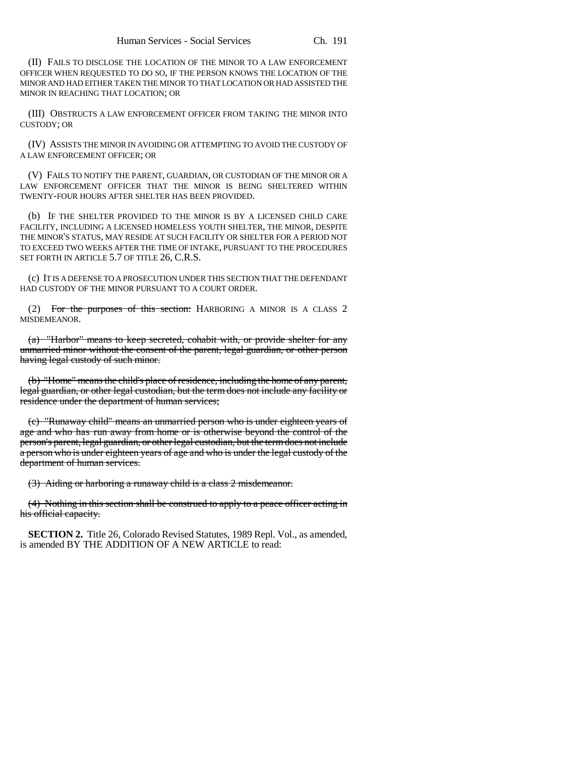(II) FAILS TO DISCLOSE THE LOCATION OF THE MINOR TO A LAW ENFORCEMENT OFFICER WHEN REQUESTED TO DO SO, IF THE PERSON KNOWS THE LOCATION OF THE MINOR AND HAD EITHER TAKEN THE MINOR TO THAT LOCATION OR HAD ASSISTED THE MINOR IN REACHING THAT LOCATION; OR

(III) OBSTRUCTS A LAW ENFORCEMENT OFFICER FROM TAKING THE MINOR INTO CUSTODY; OR

(IV) ASSISTS THE MINOR IN AVOIDING OR ATTEMPTING TO AVOID THE CUSTODY OF A LAW ENFORCEMENT OFFICER; OR

(V) FAILS TO NOTIFY THE PARENT, GUARDIAN, OR CUSTODIAN OF THE MINOR OR A LAW ENFORCEMENT OFFICER THAT THE MINOR IS BEING SHELTERED WITHIN TWENTY-FOUR HOURS AFTER SHELTER HAS BEEN PROVIDED.

(b) IF THE SHELTER PROVIDED TO THE MINOR IS BY A LICENSED CHILD CARE FACILITY, INCLUDING A LICENSED HOMELESS YOUTH SHELTER, THE MINOR, DESPITE THE MINOR'S STATUS, MAY RESIDE AT SUCH FACILITY OR SHELTER FOR A PERIOD NOT TO EXCEED TWO WEEKS AFTER THE TIME OF INTAKE, PURSUANT TO THE PROCEDURES SET FORTH IN ARTICLE 5.7 OF TITLE 26, C.R.S.

(c) IT IS A DEFENSE TO A PROSECUTION UNDER THIS SECTION THAT THE DEFENDANT HAD CUSTODY OF THE MINOR PURSUANT TO A COURT ORDER.

(2) ~~For the purposes of this section:~~ HARBORING A MINOR IS A CLASS 2 MISDEMEANOR.

~~(a) "Harbor" means to keep secreted, cohabit with, or provide shelter for any unmarried minor without the consent of the parent, legal guardian, or other person having legal custody of such minor.~~

~~(b) "Home" means the child's place of residence, including the home of any parent, legal guardian, or other legal custodian, but the term does not include any facility or residence under the department of human services;~~

~~(c) "Runaway child" means an unmarried person who is under eighteen years of age and who has run away from home or is otherwise beyond the control of the person's parent, legal guardian, or other legal custodian, but the term does not include a person who is under eighteen years of age and who is under the legal custody of the department of human services.~~

~~(3) Aiding or harboring a runaway child is a class 2 misdemeanor.~~

~~(4) Nothing in this section shall be construed to apply to a peace officer acting in his official capacity.~~

**SECTION 2.** Title 26, Colorado Revised Statutes, 1989 Repl. Vol., as amended, is amended BY THE ADDITION OF A NEW ARTICLE to read: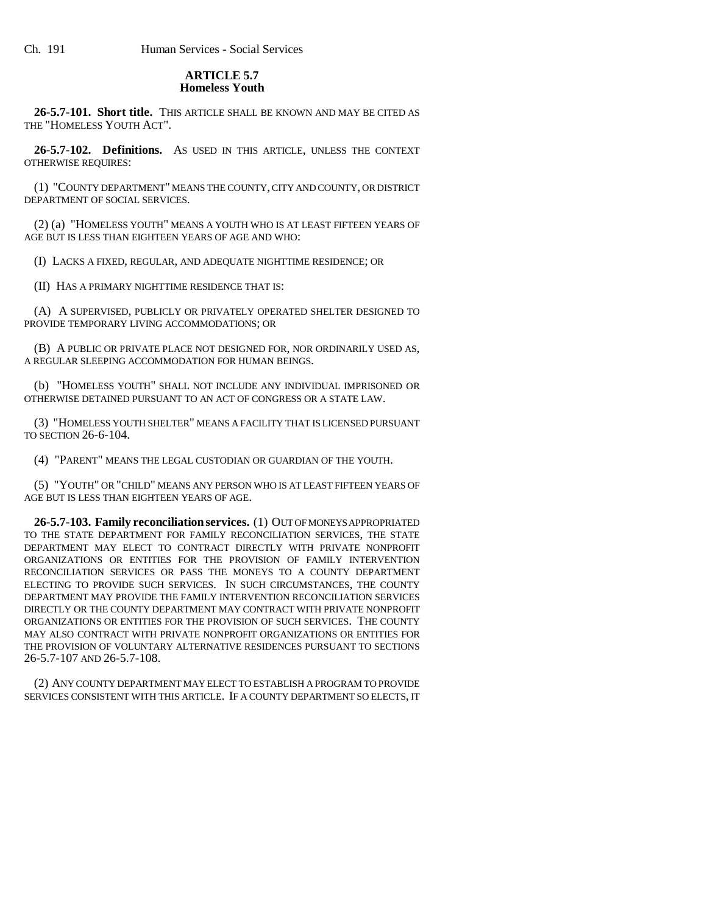## ARTICLE 5.7
## Homeless Youth

**26-5.7-101. Short title.** THIS ARTICLE SHALL BE KNOWN AND MAY BE CITED AS THE "HOMELESS YOUTH ACT".

**26-5.7-102. Definitions.** AS USED IN THIS ARTICLE, UNLESS THE CONTEXT OTHERWISE REQUIRES:

(1) "COUNTY DEPARTMENT" MEANS THE COUNTY, CITY AND COUNTY, OR DISTRICT DEPARTMENT OF SOCIAL SERVICES.

(2) (a) "HOMELESS YOUTH" MEANS A YOUTH WHO IS AT LEAST FIFTEEN YEARS OF AGE BUT IS LESS THAN EIGHTEEN YEARS OF AGE AND WHO:

(I) LACKS A FIXED, REGULAR, AND ADEQUATE NIGHTTIME RESIDENCE; OR

(II) HAS A PRIMARY NIGHTTIME RESIDENCE THAT IS:

(A) A SUPERVISED, PUBLICLY OR PRIVATELY OPERATED SHELTER DESIGNED TO PROVIDE TEMPORARY LIVING ACCOMMODATIONS; OR

(B) A PUBLIC OR PRIVATE PLACE NOT DESIGNED FOR, NOR ORDINARILY USED AS, A REGULAR SLEEPING ACCOMMODATION FOR HUMAN BEINGS.

(b) "HOMELESS YOUTH" SHALL NOT INCLUDE ANY INDIVIDUAL IMPRISONED OR OTHERWISE DETAINED PURSUANT TO AN ACT OF CONGRESS OR A STATE LAW.

(3) "HOMELESS YOUTH SHELTER" MEANS A FACILITY THAT IS LICENSED PURSUANT TO SECTION 26-6-104.

(4) "PARENT" MEANS THE LEGAL CUSTODIAN OR GUARDIAN OF THE YOUTH.

(5) "YOUTH" OR "CHILD" MEANS ANY PERSON WHO IS AT LEAST FIFTEEN YEARS OF AGE BUT IS LESS THAN EIGHTEEN YEARS OF AGE.

**26-5.7-103. Family reconciliation services.** (1) OUT OF MONEYS APPROPRIATED TO THE STATE DEPARTMENT FOR FAMILY RECONCILIATION SERVICES, THE STATE DEPARTMENT MAY ELECT TO CONTRACT DIRECTLY WITH PRIVATE NONPROFIT ORGANIZATIONS OR ENTITIES FOR THE PROVISION OF FAMILY INTERVENTION RECONCILIATION SERVICES OR PASS THE MONEYS TO A COUNTY DEPARTMENT ELECTING TO PROVIDE SUCH SERVICES. IN SUCH CIRCUMSTANCES, THE COUNTY DEPARTMENT MAY PROVIDE THE FAMILY INTERVENTION RECONCILIATION SERVICES DIRECTLY OR THE COUNTY DEPARTMENT MAY CONTRACT WITH PRIVATE NONPROFIT ORGANIZATIONS OR ENTITIES FOR THE PROVISION OF SUCH SERVICES. THE COUNTY MAY ALSO CONTRACT WITH PRIVATE NONPROFIT ORGANIZATIONS OR ENTITIES FOR THE PROVISION OF VOLUNTARY ALTERNATIVE RESIDENCES PURSUANT TO SECTIONS 26-5.7-107 AND 26-5.7-108.

(2) ANY COUNTY DEPARTMENT MAY ELECT TO ESTABLISH A PROGRAM TO PROVIDE SERVICES CONSISTENT WITH THIS ARTICLE. IF A COUNTY DEPARTMENT SO ELECTS, IT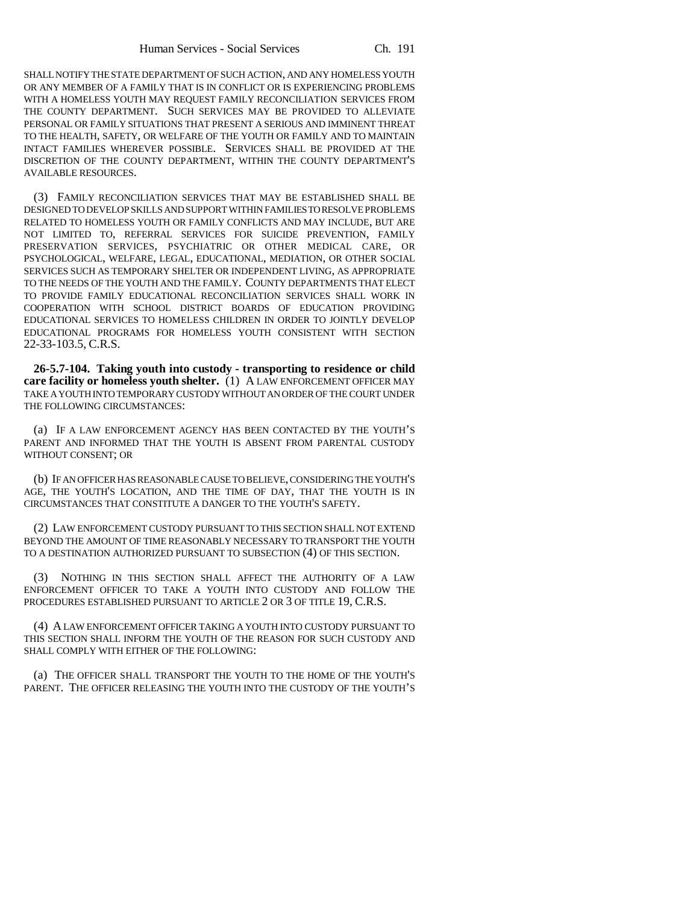SHALL NOTIFY THE STATE DEPARTMENT OF SUCH ACTION, AND ANY HOMELESS YOUTH OR ANY MEMBER OF A FAMILY THAT IS IN CONFLICT OR IS EXPERIENCING PROBLEMS WITH A HOMELESS YOUTH MAY REQUEST FAMILY RECONCILIATION SERVICES FROM THE COUNTY DEPARTMENT. SUCH SERVICES MAY BE PROVIDED TO ALLEVIATE PERSONAL OR FAMILY SITUATIONS THAT PRESENT A SERIOUS AND IMMINENT THREAT TO THE HEALTH, SAFETY, OR WELFARE OF THE YOUTH OR FAMILY AND TO MAINTAIN INTACT FAMILIES WHEREVER POSSIBLE. SERVICES SHALL BE PROVIDED AT THE DISCRETION OF THE COUNTY DEPARTMENT, WITHIN THE COUNTY DEPARTMENT'S AVAILABLE RESOURCES.

(3) FAMILY RECONCILIATION SERVICES THAT MAY BE ESTABLISHED SHALL BE DESIGNED TO DEVELOP SKILLS AND SUPPORT WITHIN FAMILIES TO RESOLVE PROBLEMS RELATED TO HOMELESS YOUTH OR FAMILY CONFLICTS AND MAY INCLUDE, BUT ARE NOT LIMITED TO, REFERRAL SERVICES FOR SUICIDE PREVENTION, FAMILY PRESERVATION SERVICES, PSYCHIATRIC OR OTHER MEDICAL CARE, OR PSYCHOLOGICAL, WELFARE, LEGAL, EDUCATIONAL, MEDIATION, OR OTHER SOCIAL SERVICES SUCH AS TEMPORARY SHELTER OR INDEPENDENT LIVING, AS APPROPRIATE TO THE NEEDS OF THE YOUTH AND THE FAMILY. COUNTY DEPARTMENTS THAT ELECT TO PROVIDE FAMILY EDUCATIONAL RECONCILIATION SERVICES SHALL WORK IN COOPERATION WITH SCHOOL DISTRICT BOARDS OF EDUCATION PROVIDING EDUCATIONAL SERVICES TO HOMELESS CHILDREN IN ORDER TO JOINTLY DEVELOP EDUCATIONAL PROGRAMS FOR HOMELESS YOUTH CONSISTENT WITH SECTION 22-33-103.5, C.R.S.

**26-5.7-104. Taking youth into custody - transporting to residence or child care facility or homeless youth shelter.** (1) A LAW ENFORCEMENT OFFICER MAY TAKE A YOUTH INTO TEMPORARY CUSTODY WITHOUT AN ORDER OF THE COURT UNDER THE FOLLOWING CIRCUMSTANCES:

(a) IF A LAW ENFORCEMENT AGENCY HAS BEEN CONTACTED BY THE YOUTH'S PARENT AND INFORMED THAT THE YOUTH IS ABSENT FROM PARENTAL CUSTODY WITHOUT CONSENT; OR

(b) IF AN OFFICER HAS REASONABLE CAUSE TO BELIEVE, CONSIDERING THE YOUTH'S AGE, THE YOUTH'S LOCATION, AND THE TIME OF DAY, THAT THE YOUTH IS IN CIRCUMSTANCES THAT CONSTITUTE A DANGER TO THE YOUTH'S SAFETY.

(2) LAW ENFORCEMENT CUSTODY PURSUANT TO THIS SECTION SHALL NOT EXTEND BEYOND THE AMOUNT OF TIME REASONABLY NECESSARY TO TRANSPORT THE YOUTH TO A DESTINATION AUTHORIZED PURSUANT TO SUBSECTION (4) OF THIS SECTION.

(3) NOTHING IN THIS SECTION SHALL AFFECT THE AUTHORITY OF A LAW ENFORCEMENT OFFICER TO TAKE A YOUTH INTO CUSTODY AND FOLLOW THE PROCEDURES ESTABLISHED PURSUANT TO ARTICLE 2 OR 3 OF TITLE 19, C.R.S.

(4) A LAW ENFORCEMENT OFFICER TAKING A YOUTH INTO CUSTODY PURSUANT TO THIS SECTION SHALL INFORM THE YOUTH OF THE REASON FOR SUCH CUSTODY AND SHALL COMPLY WITH EITHER OF THE FOLLOWING:

(a) THE OFFICER SHALL TRANSPORT THE YOUTH TO THE HOME OF THE YOUTH'S PARENT. THE OFFICER RELEASING THE YOUTH INTO THE CUSTODY OF THE YOUTH'S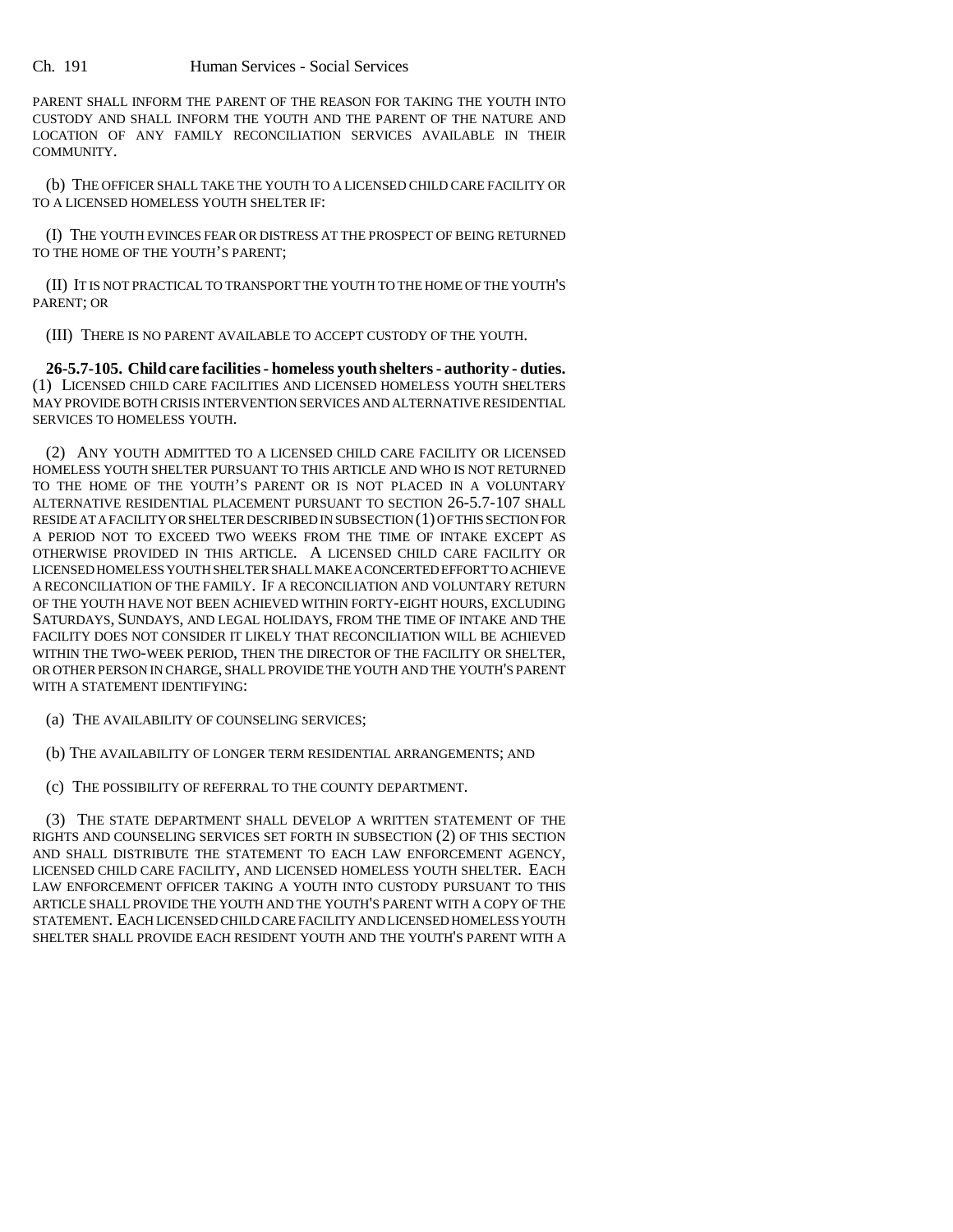PARENT SHALL INFORM THE PARENT OF THE REASON FOR TAKING THE YOUTH INTO CUSTODY AND SHALL INFORM THE YOUTH AND THE PARENT OF THE NATURE AND LOCATION OF ANY FAMILY RECONCILIATION SERVICES AVAILABLE IN THEIR COMMUNITY.

(b) THE OFFICER SHALL TAKE THE YOUTH TO A LICENSED CHILD CARE FACILITY OR TO A LICENSED HOMELESS YOUTH SHELTER IF:

(I) THE YOUTH EVINCES FEAR OR DISTRESS AT THE PROSPECT OF BEING RETURNED TO THE HOME OF THE YOUTH'S PARENT;

(II) IT IS NOT PRACTICAL TO TRANSPORT THE YOUTH TO THE HOME OF THE YOUTH'S PARENT; OR

(III) THERE IS NO PARENT AVAILABLE TO ACCEPT CUSTODY OF THE YOUTH.

**26-5.7-105. Child care facilities - homeless youth shelters - authority - duties.** (1) LICENSED CHILD CARE FACILITIES AND LICENSED HOMELESS YOUTH SHELTERS MAY PROVIDE BOTH CRISIS INTERVENTION SERVICES AND ALTERNATIVE RESIDENTIAL SERVICES TO HOMELESS YOUTH.

(2) ANY YOUTH ADMITTED TO A LICENSED CHILD CARE FACILITY OR LICENSED HOMELESS YOUTH SHELTER PURSUANT TO THIS ARTICLE AND WHO IS NOT RETURNED TO THE HOME OF THE YOUTH'S PARENT OR IS NOT PLACED IN A VOLUNTARY ALTERNATIVE RESIDENTIAL PLACEMENT PURSUANT TO SECTION 26-5.7-107 SHALL RESIDE AT A FACILITY OR SHELTER DESCRIBED IN SUBSECTION (1) OF THIS SECTION FOR A PERIOD NOT TO EXCEED TWO WEEKS FROM THE TIME OF INTAKE EXCEPT AS OTHERWISE PROVIDED IN THIS ARTICLE. A LICENSED CHILD CARE FACILITY OR LICENSED HOMELESS YOUTH SHELTER SHALL MAKE A CONCERTED EFFORT TO ACHIEVE A RECONCILIATION OF THE FAMILY. IF A RECONCILIATION AND VOLUNTARY RETURN OF THE YOUTH HAVE NOT BEEN ACHIEVED WITHIN FORTY-EIGHT HOURS, EXCLUDING SATURDAYS, SUNDAYS, AND LEGAL HOLIDAYS, FROM THE TIME OF INTAKE AND THE FACILITY DOES NOT CONSIDER IT LIKELY THAT RECONCILIATION WILL BE ACHIEVED WITHIN THE TWO-WEEK PERIOD, THEN THE DIRECTOR OF THE FACILITY OR SHELTER, OR OTHER PERSON IN CHARGE, SHALL PROVIDE THE YOUTH AND THE YOUTH'S PARENT WITH A STATEMENT IDENTIFYING:

(a) THE AVAILABILITY OF COUNSELING SERVICES;

(b) THE AVAILABILITY OF LONGER TERM RESIDENTIAL ARRANGEMENTS; AND

(c) THE POSSIBILITY OF REFERRAL TO THE COUNTY DEPARTMENT.

(3) THE STATE DEPARTMENT SHALL DEVELOP A WRITTEN STATEMENT OF THE RIGHTS AND COUNSELING SERVICES SET FORTH IN SUBSECTION (2) OF THIS SECTION AND SHALL DISTRIBUTE THE STATEMENT TO EACH LAW ENFORCEMENT AGENCY, LICENSED CHILD CARE FACILITY, AND LICENSED HOMELESS YOUTH SHELTER. EACH LAW ENFORCEMENT OFFICER TAKING A YOUTH INTO CUSTODY PURSUANT TO THIS ARTICLE SHALL PROVIDE THE YOUTH AND THE YOUTH'S PARENT WITH A COPY OF THE STATEMENT. EACH LICENSED CHILD CARE FACILITY AND LICENSED HOMELESS YOUTH SHELTER SHALL PROVIDE EACH RESIDENT YOUTH AND THE YOUTH'S PARENT WITH A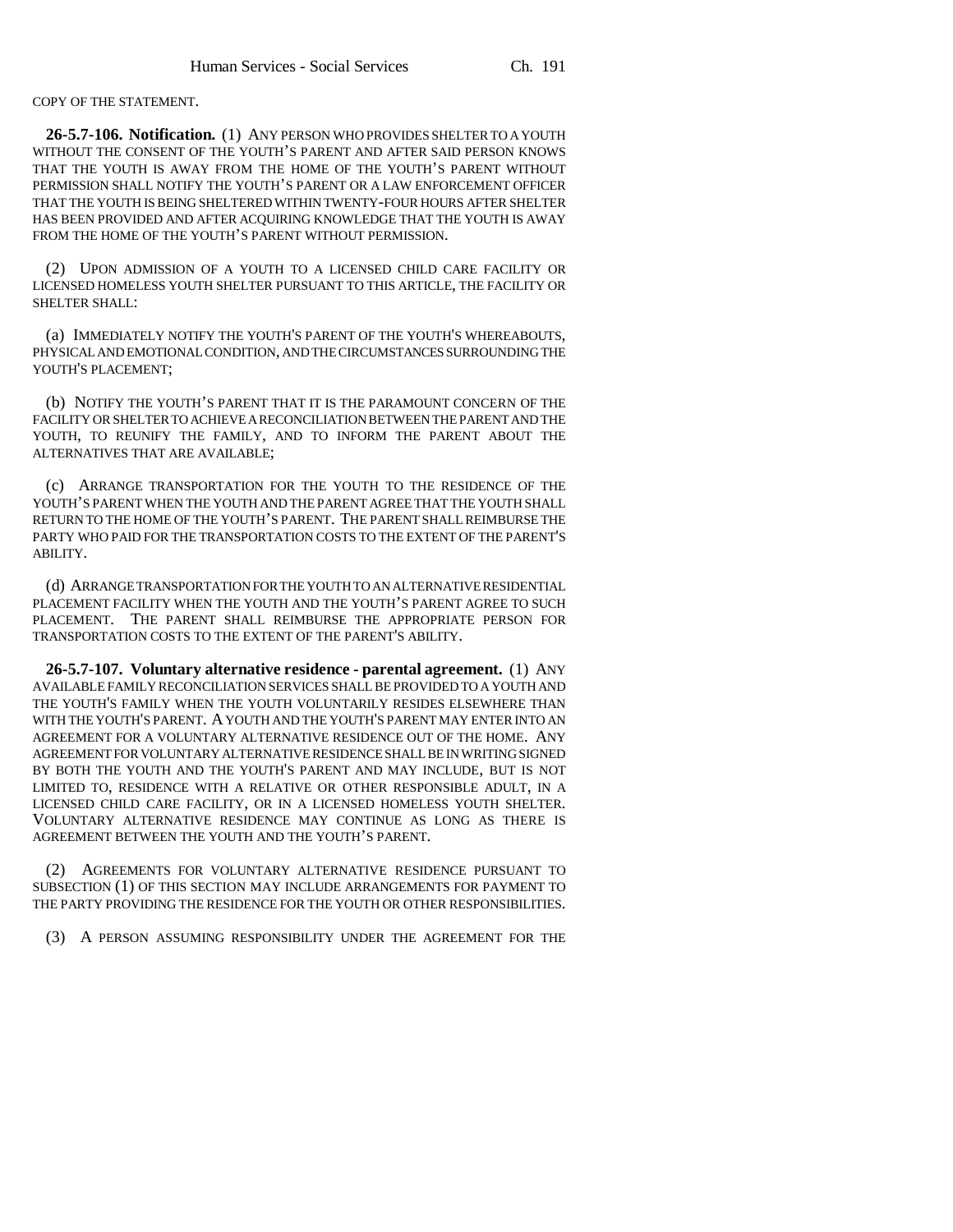COPY OF THE STATEMENT.

**26-5.7-106. Notification.** (1) ANY PERSON WHO PROVIDES SHELTER TO A YOUTH WITHOUT THE CONSENT OF THE YOUTH'S PARENT AND AFTER SAID PERSON KNOWS THAT THE YOUTH IS AWAY FROM THE HOME OF THE YOUTH'S PARENT WITHOUT PERMISSION SHALL NOTIFY THE YOUTH'S PARENT OR A LAW ENFORCEMENT OFFICER THAT THE YOUTH IS BEING SHELTERED WITHIN TWENTY-FOUR HOURS AFTER SHELTER HAS BEEN PROVIDED AND AFTER ACQUIRING KNOWLEDGE THAT THE YOUTH IS AWAY FROM THE HOME OF THE YOUTH'S PARENT WITHOUT PERMISSION.

(2) UPON ADMISSION OF A YOUTH TO A LICENSED CHILD CARE FACILITY OR LICENSED HOMELESS YOUTH SHELTER PURSUANT TO THIS ARTICLE, THE FACILITY OR SHELTER SHALL:

(a) IMMEDIATELY NOTIFY THE YOUTH'S PARENT OF THE YOUTH'S WHEREABOUTS, PHYSICAL AND EMOTIONAL CONDITION, AND THE CIRCUMSTANCES SURROUNDING THE YOUTH'S PLACEMENT;

(b) NOTIFY THE YOUTH'S PARENT THAT IT IS THE PARAMOUNT CONCERN OF THE FACILITY OR SHELTER TO ACHIEVE A RECONCILIATION BETWEEN THE PARENT AND THE YOUTH, TO REUNIFY THE FAMILY, AND TO INFORM THE PARENT ABOUT THE ALTERNATIVES THAT ARE AVAILABLE;

(c) ARRANGE TRANSPORTATION FOR THE YOUTH TO THE RESIDENCE OF THE YOUTH'S PARENT WHEN THE YOUTH AND THE PARENT AGREE THAT THE YOUTH SHALL RETURN TO THE HOME OF THE YOUTH'S PARENT. THE PARENT SHALL REIMBURSE THE PARTY WHO PAID FOR THE TRANSPORTATION COSTS TO THE EXTENT OF THE PARENT'S ABILITY.

(d) ARRANGE TRANSPORTATION FOR THE YOUTH TO AN ALTERNATIVE RESIDENTIAL PLACEMENT FACILITY WHEN THE YOUTH AND THE YOUTH'S PARENT AGREE TO SUCH PLACEMENT. THE PARENT SHALL REIMBURSE THE APPROPRIATE PERSON FOR TRANSPORTATION COSTS TO THE EXTENT OF THE PARENT'S ABILITY.

**26-5.7-107. Voluntary alternative residence - parental agreement.** (1) ANY AVAILABLE FAMILY RECONCILIATION SERVICES SHALL BE PROVIDED TO A YOUTH AND THE YOUTH'S FAMILY WHEN THE YOUTH VOLUNTARILY RESIDES ELSEWHERE THAN WITH THE YOUTH'S PARENT. A YOUTH AND THE YOUTH'S PARENT MAY ENTER INTO AN AGREEMENT FOR A VOLUNTARY ALTERNATIVE RESIDENCE OUT OF THE HOME. ANY AGREEMENT FOR VOLUNTARY ALTERNATIVE RESIDENCE SHALL BE IN WRITING SIGNED BY BOTH THE YOUTH AND THE YOUTH'S PARENT AND MAY INCLUDE, BUT IS NOT LIMITED TO, RESIDENCE WITH A RELATIVE OR OTHER RESPONSIBLE ADULT, IN A LICENSED CHILD CARE FACILITY, OR IN A LICENSED HOMELESS YOUTH SHELTER. VOLUNTARY ALTERNATIVE RESIDENCE MAY CONTINUE AS LONG AS THERE IS AGREEMENT BETWEEN THE YOUTH AND THE YOUTH'S PARENT.

(2) AGREEMENTS FOR VOLUNTARY ALTERNATIVE RESIDENCE PURSUANT TO SUBSECTION (1) OF THIS SECTION MAY INCLUDE ARRANGEMENTS FOR PAYMENT TO THE PARTY PROVIDING THE RESIDENCE FOR THE YOUTH OR OTHER RESPONSIBILITIES.

(3) A PERSON ASSUMING RESPONSIBILITY UNDER THE AGREEMENT FOR THE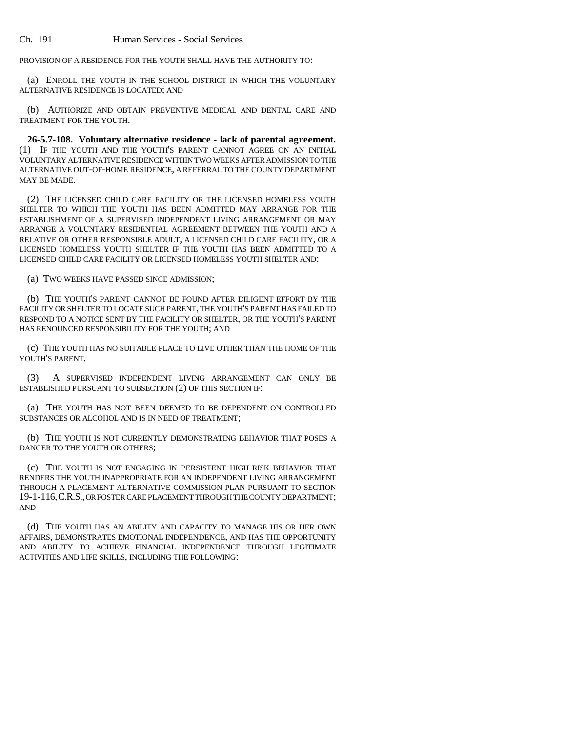PROVISION OF A RESIDENCE FOR THE YOUTH SHALL HAVE THE AUTHORITY TO:

(a) ENROLL THE YOUTH IN THE SCHOOL DISTRICT IN WHICH THE VOLUNTARY ALTERNATIVE RESIDENCE IS LOCATED; AND

(b) AUTHORIZE AND OBTAIN PREVENTIVE MEDICAL AND DENTAL CARE AND TREATMENT FOR THE YOUTH.

**26-5.7-108. Voluntary alternative residence - lack of parental agreement.** (1) IF THE YOUTH AND THE YOUTH'S PARENT CANNOT AGREE ON AN INITIAL VOLUNTARY ALTERNATIVE RESIDENCE WITHIN TWO WEEKS AFTER ADMISSION TO THE ALTERNATIVE OUT-OF-HOME RESIDENCE, A REFERRAL TO THE COUNTY DEPARTMENT MAY BE MADE.

(2) THE LICENSED CHILD CARE FACILITY OR THE LICENSED HOMELESS YOUTH SHELTER TO WHICH THE YOUTH HAS BEEN ADMITTED MAY ARRANGE FOR THE ESTABLISHMENT OF A SUPERVISED INDEPENDENT LIVING ARRANGEMENT OR MAY ARRANGE A VOLUNTARY RESIDENTIAL AGREEMENT BETWEEN THE YOUTH AND A RELATIVE OR OTHER RESPONSIBLE ADULT, A LICENSED CHILD CARE FACILITY, OR A LICENSED HOMELESS YOUTH SHELTER IF THE YOUTH HAS BEEN ADMITTED TO A LICENSED CHILD CARE FACILITY OR LICENSED HOMELESS YOUTH SHELTER AND:

(a) TWO WEEKS HAVE PASSED SINCE ADMISSION;

(b) THE YOUTH'S PARENT CANNOT BE FOUND AFTER DILIGENT EFFORT BY THE FACILITY OR SHELTER TO LOCATE SUCH PARENT, THE YOUTH'S PARENT HAS FAILED TO RESPOND TO A NOTICE SENT BY THE FACILITY OR SHELTER, OR THE YOUTH'S PARENT HAS RENOUNCED RESPONSIBILITY FOR THE YOUTH; AND

(c) THE YOUTH HAS NO SUITABLE PLACE TO LIVE OTHER THAN THE HOME OF THE YOUTH'S PARENT.

(3) A SUPERVISED INDEPENDENT LIVING ARRANGEMENT CAN ONLY BE ESTABLISHED PURSUANT TO SUBSECTION (2) OF THIS SECTION IF:

(a) THE YOUTH HAS NOT BEEN DEEMED TO BE DEPENDENT ON CONTROLLED SUBSTANCES OR ALCOHOL AND IS IN NEED OF TREATMENT;

(b) THE YOUTH IS NOT CURRENTLY DEMONSTRATING BEHAVIOR THAT POSES A DANGER TO THE YOUTH OR OTHERS;

(c) THE YOUTH IS NOT ENGAGING IN PERSISTENT HIGH-RISK BEHAVIOR THAT RENDERS THE YOUTH INAPPROPRIATE FOR AN INDEPENDENT LIVING ARRANGEMENT THROUGH A PLACEMENT ALTERNATIVE COMMISSION PLAN PURSUANT TO SECTION 19-1-116, C.R.S., OR FOSTER CARE PLACEMENT THROUGH THE COUNTY DEPARTMENT; AND

(d) THE YOUTH HAS AN ABILITY AND CAPACITY TO MANAGE HIS OR HER OWN AFFAIRS, DEMONSTRATES EMOTIONAL INDEPENDENCE, AND HAS THE OPPORTUNITY AND ABILITY TO ACHIEVE FINANCIAL INDEPENDENCE THROUGH LEGITIMATE ACTIVITIES AND LIFE SKILLS, INCLUDING THE FOLLOWING: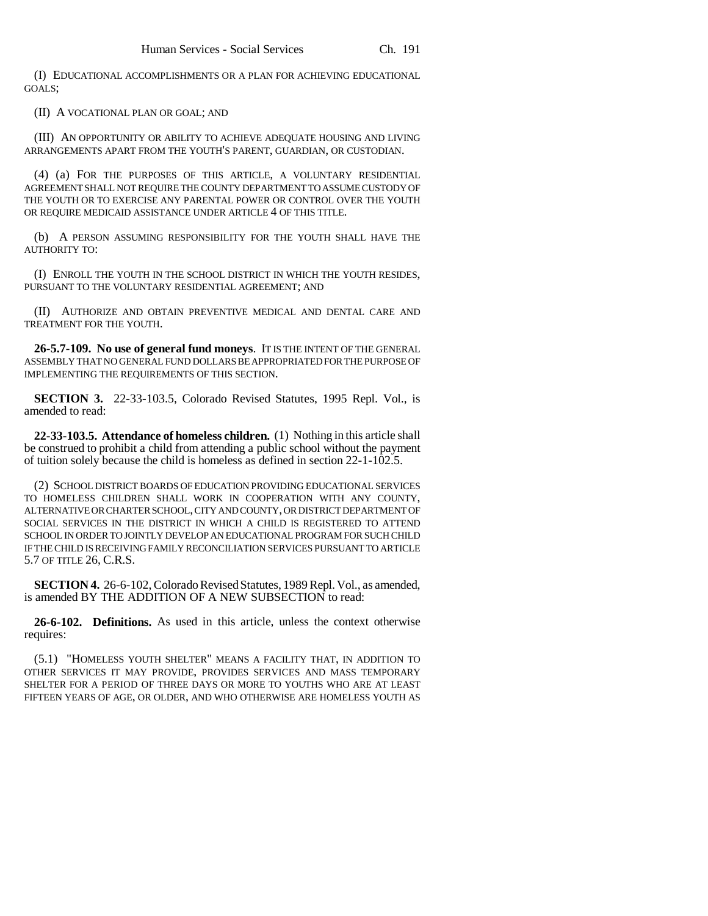(I) EDUCATIONAL ACCOMPLISHMENTS OR A PLAN FOR ACHIEVING EDUCATIONAL GOALS;

(II) A VOCATIONAL PLAN OR GOAL; AND

(III) AN OPPORTUNITY OR ABILITY TO ACHIEVE ADEQUATE HOUSING AND LIVING ARRANGEMENTS APART FROM THE YOUTH'S PARENT, GUARDIAN, OR CUSTODIAN.

(4) (a) FOR THE PURPOSES OF THIS ARTICLE, A VOLUNTARY RESIDENTIAL AGREEMENT SHALL NOT REQUIRE THE COUNTY DEPARTMENT TO ASSUME CUSTODY OF THE YOUTH OR TO EXERCISE ANY PARENTAL POWER OR CONTROL OVER THE YOUTH OR REQUIRE MEDICAID ASSISTANCE UNDER ARTICLE 4 OF THIS TITLE.

(b) A PERSON ASSUMING RESPONSIBILITY FOR THE YOUTH SHALL HAVE THE AUTHORITY TO:

(I) ENROLL THE YOUTH IN THE SCHOOL DISTRICT IN WHICH THE YOUTH RESIDES, PURSUANT TO THE VOLUNTARY RESIDENTIAL AGREEMENT; AND

(II) AUTHORIZE AND OBTAIN PREVENTIVE MEDICAL AND DENTAL CARE AND TREATMENT FOR THE YOUTH.

**26-5.7-109. No use of general fund moneys**. IT IS THE INTENT OF THE GENERAL ASSEMBLY THAT NO GENERAL FUND DOLLARS BE APPROPRIATED FOR THE PURPOSE OF IMPLEMENTING THE REQUIREMENTS OF THIS SECTION.

**SECTION 3.** 22-33-103.5, Colorado Revised Statutes, 1995 Repl. Vol., is amended to read:

**22-33-103.5. Attendance of homeless children.** (1) Nothing in this article shall be construed to prohibit a child from attending a public school without the payment of tuition solely because the child is homeless as defined in section 22-1-102.5.

(2) SCHOOL DISTRICT BOARDS OF EDUCATION PROVIDING EDUCATIONAL SERVICES TO HOMELESS CHILDREN SHALL WORK IN COOPERATION WITH ANY COUNTY, ALTERNATIVE OR CHARTER SCHOOL, CITY AND COUNTY, OR DISTRICT DEPARTMENT OF SOCIAL SERVICES IN THE DISTRICT IN WHICH A CHILD IS REGISTERED TO ATTEND SCHOOL IN ORDER TO JOINTLY DEVELOP AN EDUCATIONAL PROGRAM FOR SUCH CHILD IF THE CHILD IS RECEIVING FAMILY RECONCILIATION SERVICES PURSUANT TO ARTICLE 5.7 OF TITLE 26, C.R.S.

**SECTION 4.** 26-6-102, Colorado Revised Statutes, 1989 Repl. Vol., as amended, is amended BY THE ADDITION OF A NEW SUBSECTION to read:

**26-6-102. Definitions.** As used in this article, unless the context otherwise requires:

(5.1) "HOMELESS YOUTH SHELTER" MEANS A FACILITY THAT, IN ADDITION TO OTHER SERVICES IT MAY PROVIDE, PROVIDES SERVICES AND MASS TEMPORARY SHELTER FOR A PERIOD OF THREE DAYS OR MORE TO YOUTHS WHO ARE AT LEAST FIFTEEN YEARS OF AGE, OR OLDER, AND WHO OTHERWISE ARE HOMELESS YOUTH AS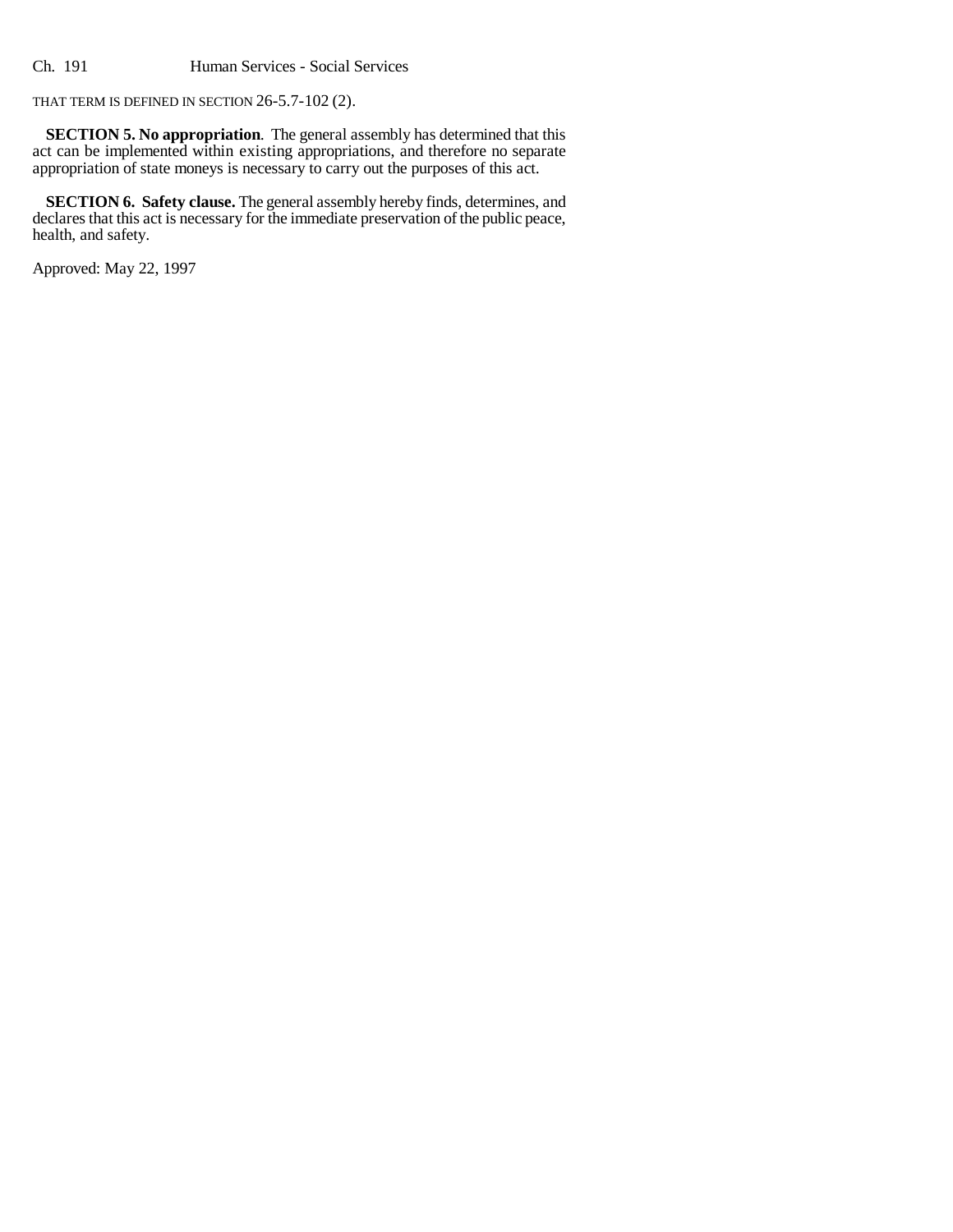THAT TERM IS DEFINED IN SECTION 26-5.7-102 (2).

**SECTION 5. No appropriation**. The general assembly has determined that this act can be implemented within existing appropriations, and therefore no separate appropriation of state moneys is necessary to carry out the purposes of this act.

**SECTION 6. Safety clause.** The general assembly hereby finds, determines, and declares that this act is necessary for the immediate preservation of the public peace, health, and safety.

Approved: May 22, 1997